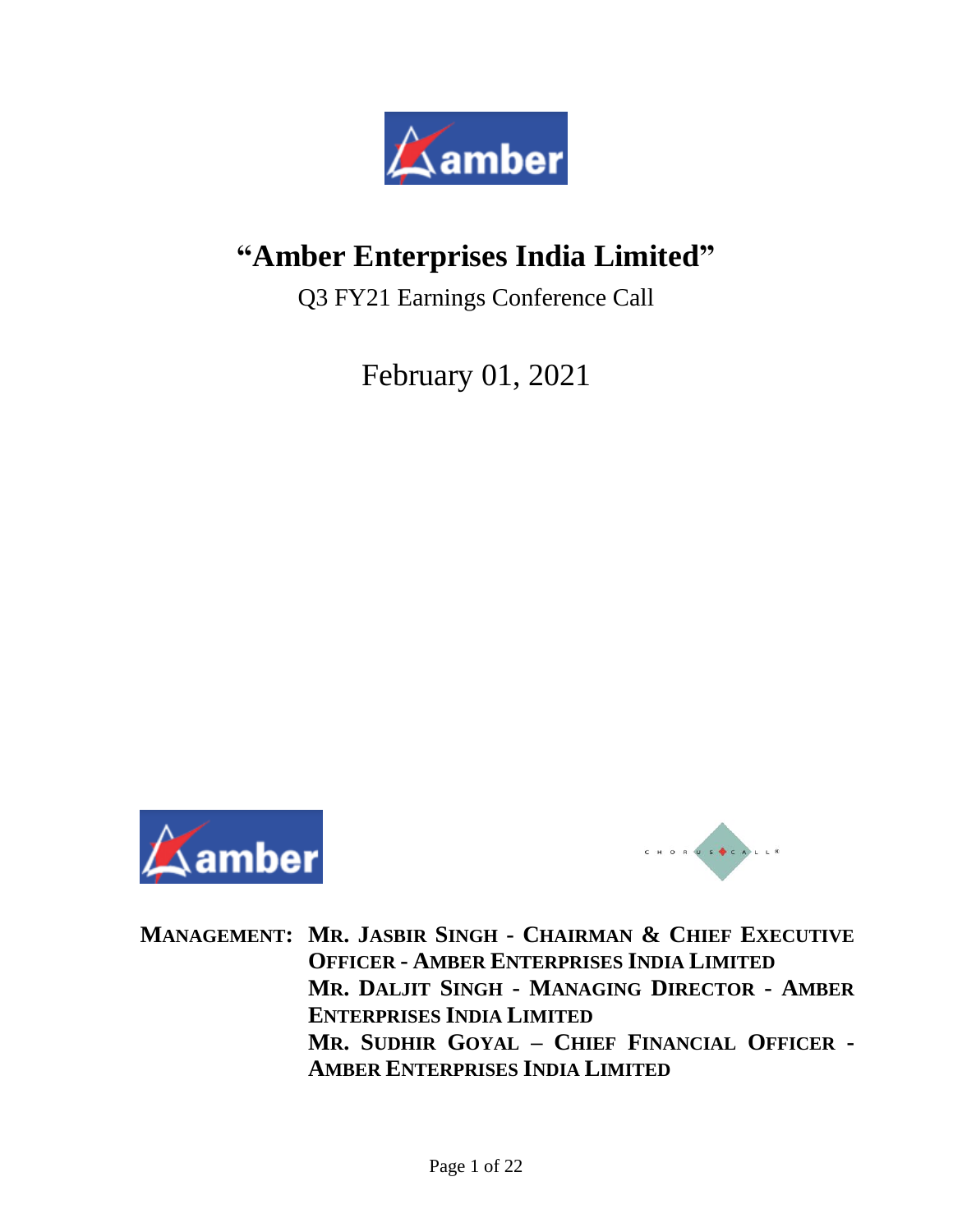# "Amber Enterprises India Limited"

Q3 FY21 Earnings Conference Call

February 01, 2021

**MANAGEMENT:** **MR. JASBIR SINGH - CHAIRMAN & CHIEF EXECUTIVE OFFICER - AMBER ENTERPRISES INDIA LIMITED**
**MR. DALJIT SINGH - MANAGING DIRECTOR - AMBER ENTERPRISES INDIA LIMITED**
**MR. SUDHIR GOYAL – CHIEF FINANCIAL OFFICER - AMBER ENTERPRISES INDIA LIMITED**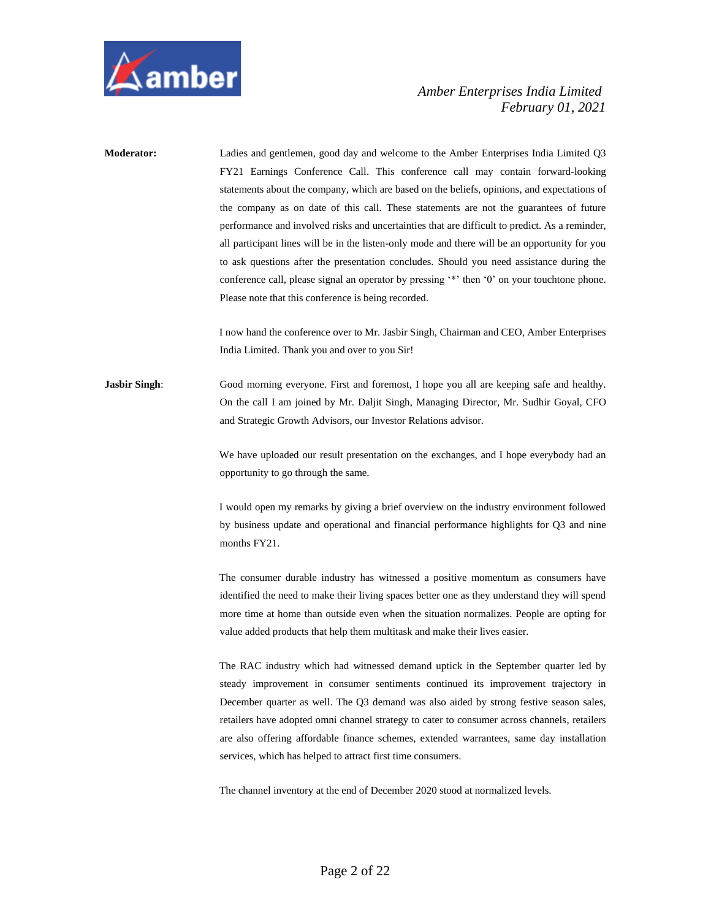**Moderator:** Ladies and gentlemen, good day and welcome to the Amber Enterprises India Limited Q3 FY21 Earnings Conference Call. This conference call may contain forward-looking statements about the company, which are based on the beliefs, opinions, and expectations of the company as on date of this call. These statements are not the guarantees of future performance and involved risks and uncertainties that are difficult to predict. As a reminder, all participant lines will be in the listen-only mode and there will be an opportunity for you to ask questions after the presentation concludes. Should you need assistance during the conference call, please signal an operator by pressing '*' then '0' on your touchtone phone. Please note that this conference is being recorded.

I now hand the conference over to Mr. Jasbir Singh, Chairman and CEO, Amber Enterprises India Limited. Thank you and over to you Sir!

**Jasbir Singh**: Good morning everyone. First and foremost, I hope you all are keeping safe and healthy. On the call I am joined by Mr. Daljit Singh, Managing Director, Mr. Sudhir Goyal, CFO and Strategic Growth Advisors, our Investor Relations advisor.

We have uploaded our result presentation on the exchanges, and I hope everybody had an opportunity to go through the same.

I would open my remarks by giving a brief overview on the industry environment followed by business update and operational and financial performance highlights for Q3 and nine months FY21.

The consumer durable industry has witnessed a positive momentum as consumers have identified the need to make their living spaces better one as they understand they will spend more time at home than outside even when the situation normalizes. People are opting for value added products that help them multitask and make their lives easier.

The RAC industry which had witnessed demand uptick in the September quarter led by steady improvement in consumer sentiments continued its improvement trajectory in December quarter as well. The Q3 demand was also aided by strong festive season sales, retailers have adopted omni channel strategy to cater to consumer across channels, retailers are also offering affordable finance schemes, extended warrantees, same day installation services, which has helped to attract first time consumers.

The channel inventory at the end of December 2020 stood at normalized levels.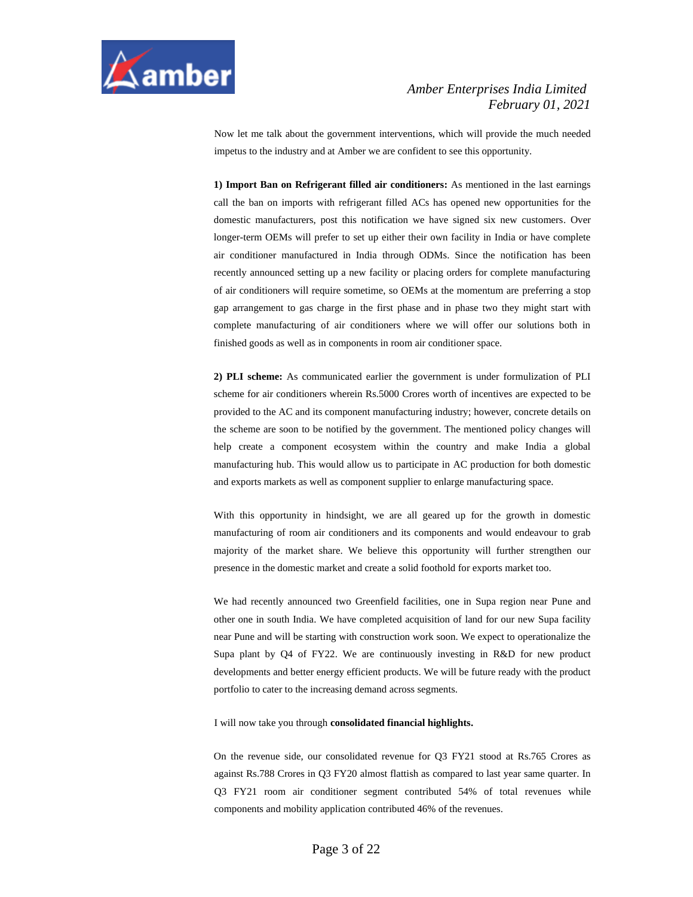Now let me talk about the government interventions, which will provide the much needed impetus to the industry and at Amber we are confident to see this opportunity.

**1) Import Ban on Refrigerant filled air conditioners:** As mentioned in the last earnings call the ban on imports with refrigerant filled ACs has opened new opportunities for the domestic manufacturers, post this notification we have signed six new customers. Over longer-term OEMs will prefer to set up either their own facility in India or have complete air conditioner manufactured in India through ODMs. Since the notification has been recently announced setting up a new facility or placing orders for complete manufacturing of air conditioners will require sometime, so OEMs at the momentum are preferring a stop gap arrangement to gas charge in the first phase and in phase two they might start with complete manufacturing of air conditioners where we will offer our solutions both in finished goods as well as in components in room air conditioner space.

**2) PLI scheme:** As communicated earlier the government is under formulization of PLI scheme for air conditioners wherein Rs.5000 Crores worth of incentives are expected to be provided to the AC and its component manufacturing industry; however, concrete details on the scheme are soon to be notified by the government. The mentioned policy changes will help create a component ecosystem within the country and make India a global manufacturing hub. This would allow us to participate in AC production for both domestic and exports markets as well as component supplier to enlarge manufacturing space.

With this opportunity in hindsight, we are all geared up for the growth in domestic manufacturing of room air conditioners and its components and would endeavour to grab majority of the market share. We believe this opportunity will further strengthen our presence in the domestic market and create a solid foothold for exports market too.

We had recently announced two Greenfield facilities, one in Supa region near Pune and other one in south India. We have completed acquisition of land for our new Supa facility near Pune and will be starting with construction work soon. We expect to operationalize the Supa plant by Q4 of FY22. We are continuously investing in R&D for new product developments and better energy efficient products. We will be future ready with the product portfolio to cater to the increasing demand across segments.

I will now take you through **consolidated financial highlights.**

On the revenue side, our consolidated revenue for Q3 FY21 stood at Rs.765 Crores as against Rs.788 Crores in Q3 FY20 almost flattish as compared to last year same quarter. In Q3 FY21 room air conditioner segment contributed 54% of total revenues while components and mobility application contributed 46% of the revenues.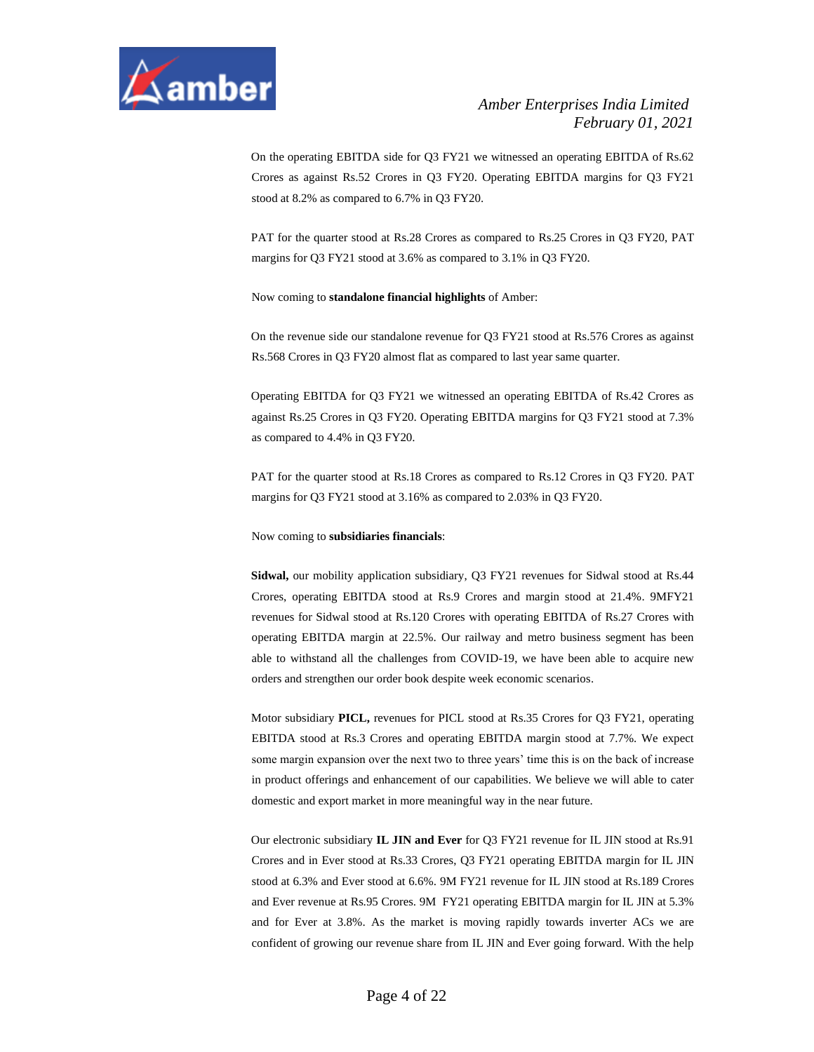On the operating EBITDA side for Q3 FY21 we witnessed an operating EBITDA of Rs.62 Crores as against Rs.52 Crores in Q3 FY20. Operating EBITDA margins for Q3 FY21 stood at 8.2% as compared to 6.7% in Q3 FY20.

PAT for the quarter stood at Rs.28 Crores as compared to Rs.25 Crores in Q3 FY20, PAT margins for Q3 FY21 stood at 3.6% as compared to 3.1% in Q3 FY20.

Now coming to **standalone financial highlights** of Amber:

On the revenue side our standalone revenue for Q3 FY21 stood at Rs.576 Crores as against Rs.568 Crores in Q3 FY20 almost flat as compared to last year same quarter.

Operating EBITDA for Q3 FY21 we witnessed an operating EBITDA of Rs.42 Crores as against Rs.25 Crores in Q3 FY20. Operating EBITDA margins for Q3 FY21 stood at 7.3% as compared to 4.4% in Q3 FY20.

PAT for the quarter stood at Rs.18 Crores as compared to Rs.12 Crores in Q3 FY20. PAT margins for Q3 FY21 stood at 3.16% as compared to 2.03% in Q3 FY20.

Now coming to **subsidiaries financials**:

**Sidwal,** our mobility application subsidiary, Q3 FY21 revenues for Sidwal stood at Rs.44 Crores, operating EBITDA stood at Rs.9 Crores and margin stood at 21.4%. 9MFY21 revenues for Sidwal stood at Rs.120 Crores with operating EBITDA of Rs.27 Crores with operating EBITDA margin at 22.5%. Our railway and metro business segment has been able to withstand all the challenges from COVID-19, we have been able to acquire new orders and strengthen our order book despite week economic scenarios.

Motor subsidiary **PICL,** revenues for PICL stood at Rs.35 Crores for Q3 FY21, operating EBITDA stood at Rs.3 Crores and operating EBITDA margin stood at 7.7%. We expect some margin expansion over the next two to three years' time this is on the back of increase in product offerings and enhancement of our capabilities. We believe we will able to cater domestic and export market in more meaningful way in the near future.

Our electronic subsidiary **IL JIN and Ever** for Q3 FY21 revenue for IL JIN stood at Rs.91 Crores and in Ever stood at Rs.33 Crores, Q3 FY21 operating EBITDA margin for IL JIN stood at 6.3% and Ever stood at 6.6%. 9M FY21 revenue for IL JIN stood at Rs.189 Crores and Ever revenue at Rs.95 Crores. 9M FY21 operating EBITDA margin for IL JIN at 5.3% and for Ever at 3.8%. As the market is moving rapidly towards inverter ACs we are confident of growing our revenue share from IL JIN and Ever going forward. With the help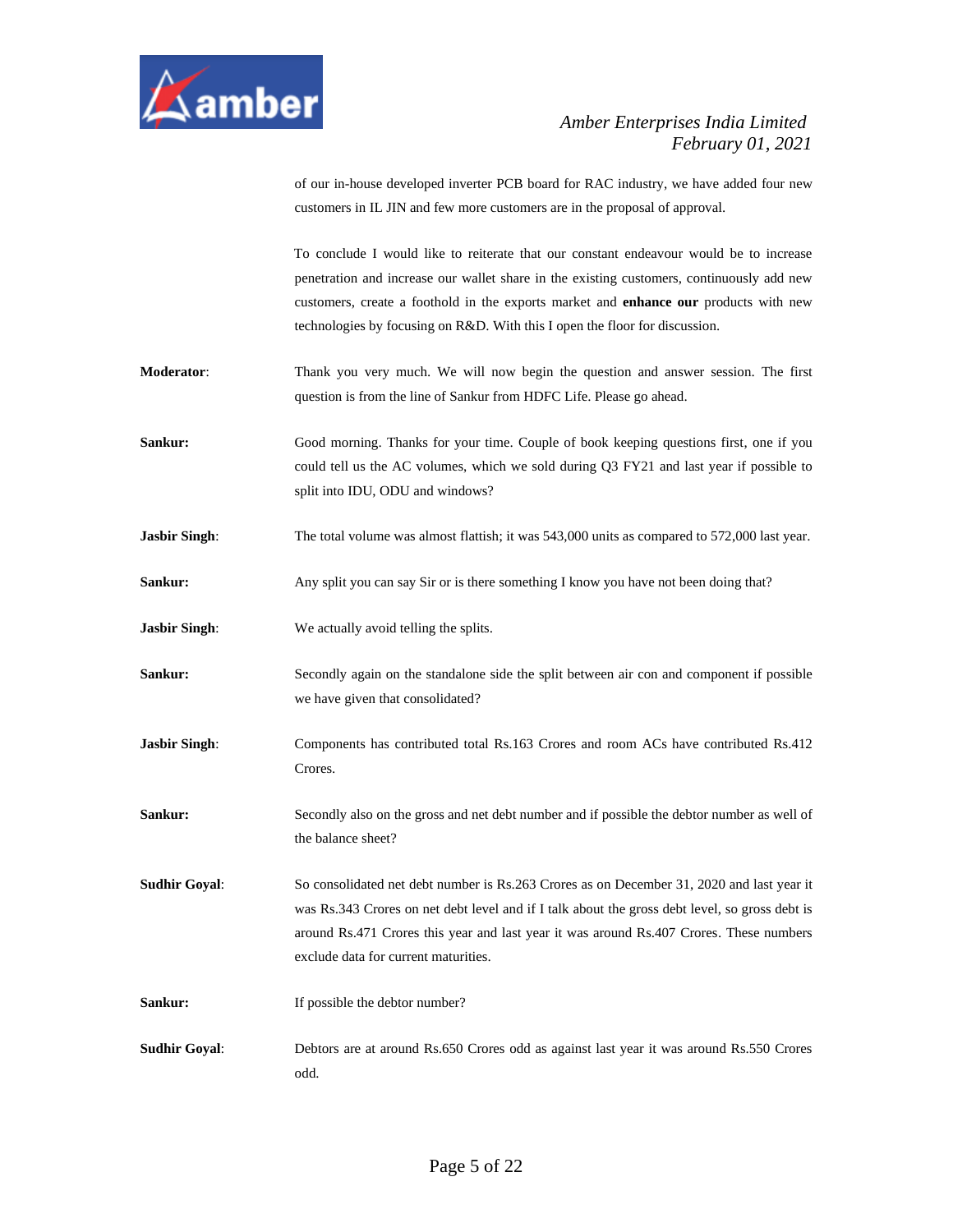of our in-house developed inverter PCB board for RAC industry, we have added four new customers in IL JIN and few more customers are in the proposal of approval.

To conclude I would like to reiterate that our constant endeavour would be to increase penetration and increase our wallet share in the existing customers, continuously add new customers, create a foothold in the exports market and **enhance our** products with new technologies by focusing on R&D. With this I open the floor for discussion.

**Moderator**: Thank you very much. We will now begin the question and answer session. The first question is from the line of Sankur from HDFC Life. Please go ahead.

**Sankur:** Good morning. Thanks for your time. Couple of book keeping questions first, one if you could tell us the AC volumes, which we sold during Q3 FY21 and last year if possible to split into IDU, ODU and windows?

**Jasbir Singh**: The total volume was almost flattish; it was 543,000 units as compared to 572,000 last year.

**Sankur:** Any split you can say Sir or is there something I know you have not been doing that?

**Jasbir Singh**: We actually avoid telling the splits.

**Sankur:** Secondly again on the standalone side the split between air con and component if possible we have given that consolidated?

**Jasbir Singh**: Components has contributed total Rs.163 Crores and room ACs have contributed Rs.412 Crores.

**Sankur:** Secondly also on the gross and net debt number and if possible the debtor number as well of the balance sheet?

**Sudhir Goyal**: So consolidated net debt number is Rs.263 Crores as on December 31, 2020 and last year it was Rs.343 Crores on net debt level and if I talk about the gross debt level, so gross debt is around Rs.471 Crores this year and last year it was around Rs.407 Crores. These numbers exclude data for current maturities.

**Sankur:** If possible the debtor number?

**Sudhir Goyal**: Debtors are at around Rs.650 Crores odd as against last year it was around Rs.550 Crores odd.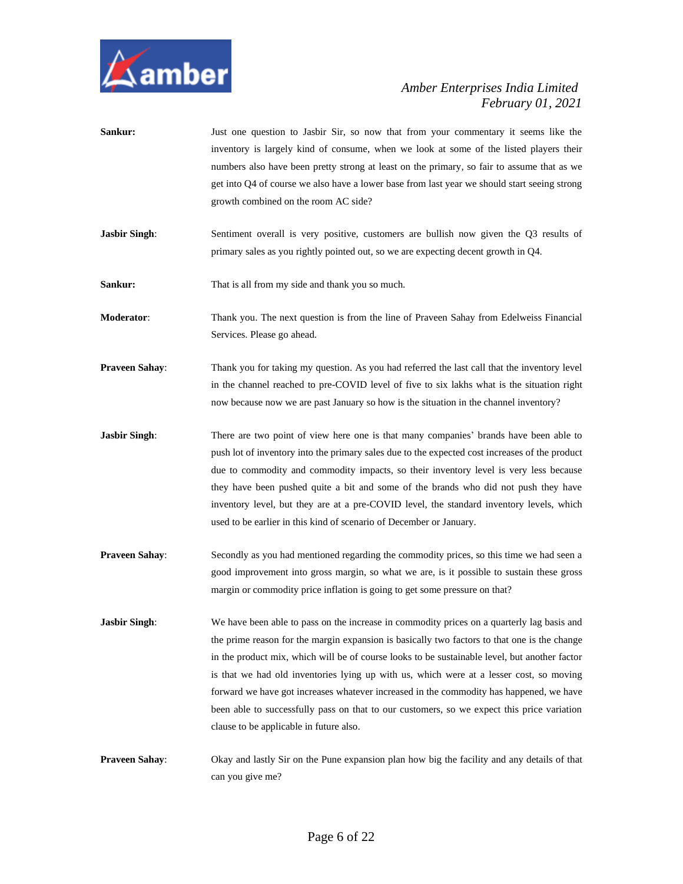**Sankur:** Just one question to Jasbir Sir, so now that from your commentary it seems like the inventory is largely kind of consume, when we look at some of the listed players their numbers also have been pretty strong at least on the primary, so fair to assume that as we get into Q4 of course we also have a lower base from last year we should start seeing strong growth combined on the room AC side?

**Jasbir Singh**: Sentiment overall is very positive, customers are bullish now given the Q3 results of primary sales as you rightly pointed out, so we are expecting decent growth in Q4.

**Sankur:** That is all from my side and thank you so much.

**Moderator**: Thank you. The next question is from the line of Praveen Sahay from Edelweiss Financial Services. Please go ahead.

**Praveen Sahay**: Thank you for taking my question. As you had referred the last call that the inventory level in the channel reached to pre-COVID level of five to six lakhs what is the situation right now because now we are past January so how is the situation in the channel inventory?

**Jasbir Singh**: There are two point of view here one is that many companies' brands have been able to push lot of inventory into the primary sales due to the expected cost increases of the product due to commodity and commodity impacts, so their inventory level is very less because they have been pushed quite a bit and some of the brands who did not push they have inventory level, but they are at a pre-COVID level, the standard inventory levels, which used to be earlier in this kind of scenario of December or January.

**Praveen Sahay**: Secondly as you had mentioned regarding the commodity prices, so this time we had seen a good improvement into gross margin, so what we are, is it possible to sustain these gross margin or commodity price inflation is going to get some pressure on that?

**Jasbir Singh**: We have been able to pass on the increase in commodity prices on a quarterly lag basis and the prime reason for the margin expansion is basically two factors to that one is the change in the product mix, which will be of course looks to be sustainable level, but another factor is that we had old inventories lying up with us, which were at a lesser cost, so moving forward we have got increases whatever increased in the commodity has happened, we have been able to successfully pass on that to our customers, so we expect this price variation clause to be applicable in future also.

**Praveen Sahay**: Okay and lastly Sir on the Pune expansion plan how big the facility and any details of that can you give me?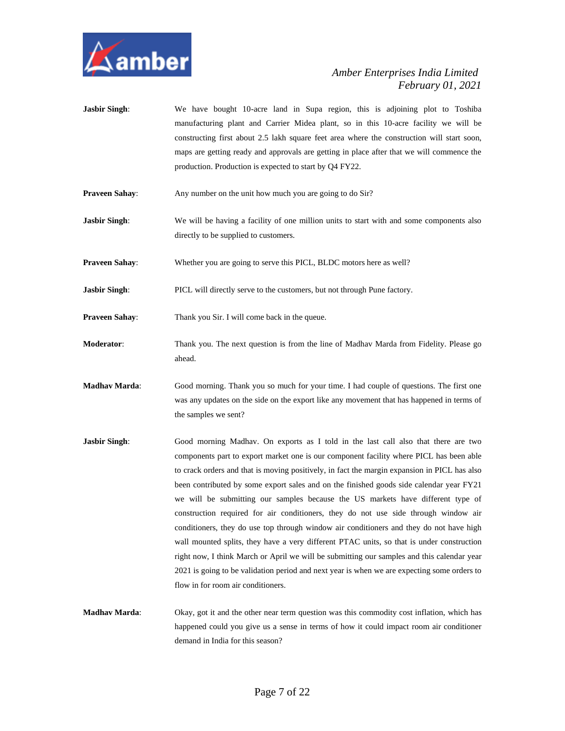**Jasbir Singh**: We have bought 10-acre land in Supa region, this is adjoining plot to Toshiba manufacturing plant and Carrier Midea plant, so in this 10-acre facility we will be constructing first about 2.5 lakh square feet area where the construction will start soon, maps are getting ready and approvals are getting in place after that we will commence the production. Production is expected to start by Q4 FY22.

**Praveen Sahay**: Any number on the unit how much you are going to do Sir?

**Jasbir Singh**: We will be having a facility of one million units to start with and some components also directly to be supplied to customers.

**Praveen Sahay**: Whether you are going to serve this PICL, BLDC motors here as well?

**Jasbir Singh**: PICL will directly serve to the customers, but not through Pune factory.

**Praveen Sahay**: Thank you Sir. I will come back in the queue.

**Moderator**: Thank you. The next question is from the line of Madhav Marda from Fidelity. Please go ahead.

**Madhav Marda**: Good morning. Thank you so much for your time. I had couple of questions. The first one was any updates on the side on the export like any movement that has happened in terms of the samples we sent?

**Jasbir Singh**: Good morning Madhav. On exports as I told in the last call also that there are two components part to export market one is our component facility where PICL has been able to crack orders and that is moving positively, in fact the margin expansion in PICL has also been contributed by some export sales and on the finished goods side calendar year FY21 we will be submitting our samples because the US markets have different type of construction required for air conditioners, they do not use side through window air conditioners, they do use top through window air conditioners and they do not have high wall mounted splits, they have a very different PTAC units, so that is under construction right now, I think March or April we will be submitting our samples and this calendar year 2021 is going to be validation period and next year is when we are expecting some orders to flow in for room air conditioners.

**Madhav Marda**: Okay, got it and the other near term question was this commodity cost inflation, which has happened could you give us a sense in terms of how it could impact room air conditioner demand in India for this season?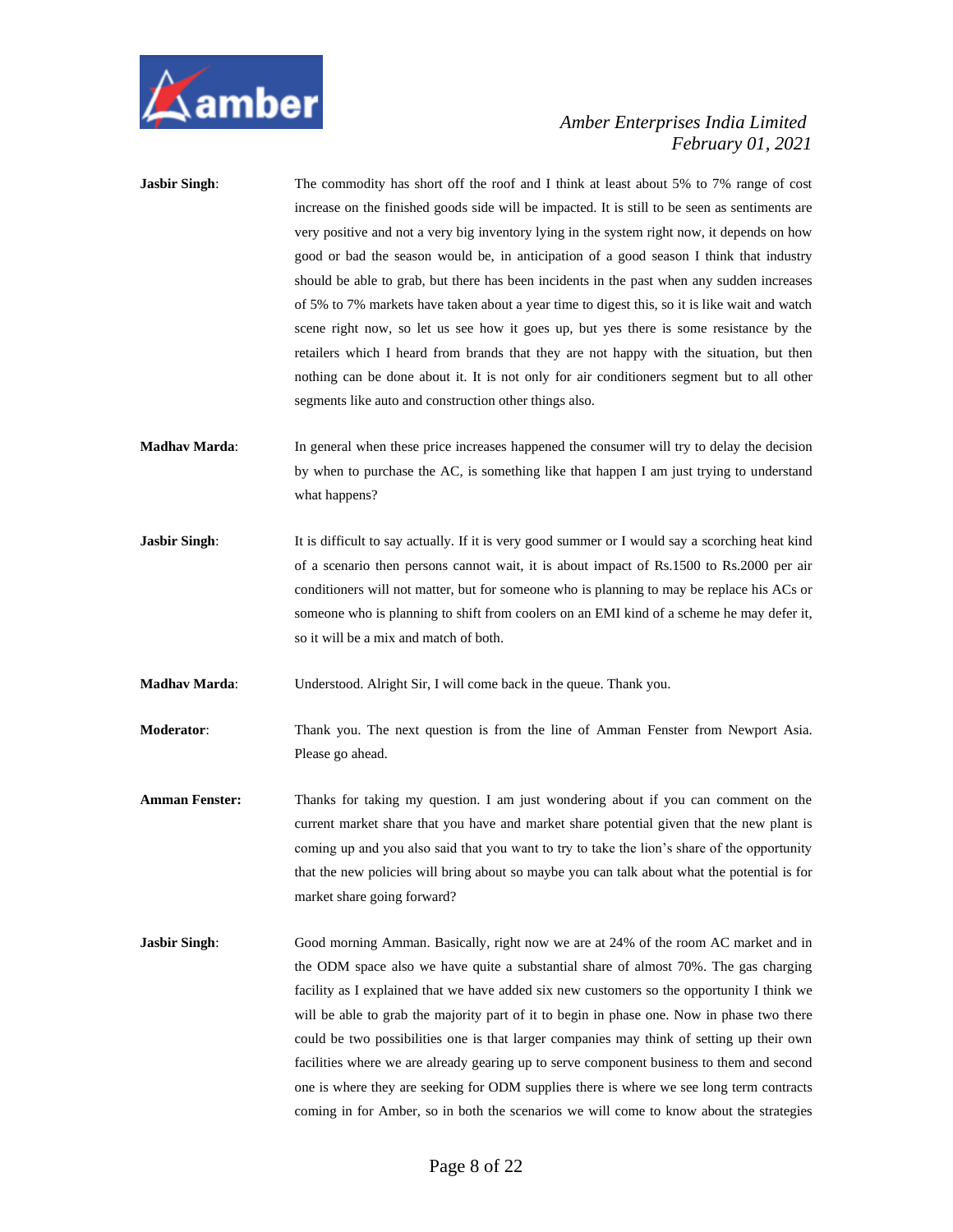**Jasbir Singh**: The commodity has short off the roof and I think at least about 5% to 7% range of cost increase on the finished goods side will be impacted. It is still to be seen as sentiments are very positive and not a very big inventory lying in the system right now, it depends on how good or bad the season would be, in anticipation of a good season I think that industry should be able to grab, but there has been incidents in the past when any sudden increases of 5% to 7% markets have taken about a year time to digest this, so it is like wait and watch scene right now, so let us see how it goes up, but yes there is some resistance by the retailers which I heard from brands that they are not happy with the situation, but then nothing can be done about it. It is not only for air conditioners segment but to all other segments like auto and construction other things also.

**Madhav Marda**: In general when these price increases happened the consumer will try to delay the decision by when to purchase the AC, is something like that happen I am just trying to understand what happens?

**Jasbir Singh**: It is difficult to say actually. If it is very good summer or I would say a scorching heat kind of a scenario then persons cannot wait, it is about impact of Rs.1500 to Rs.2000 per air conditioners will not matter, but for someone who is planning to may be replace his ACs or someone who is planning to shift from coolers on an EMI kind of a scheme he may defer it, so it will be a mix and match of both.

**Madhav Marda**: Understood. Alright Sir, I will come back in the queue. Thank you.

**Moderator**: Thank you. The next question is from the line of Amman Fenster from Newport Asia. Please go ahead.

**Amman Fenster:** Thanks for taking my question. I am just wondering about if you can comment on the current market share that you have and market share potential given that the new plant is coming up and you also said that you want to try to take the lion's share of the opportunity that the new policies will bring about so maybe you can talk about what the potential is for market share going forward?

**Jasbir Singh**: Good morning Amman. Basically, right now we are at 24% of the room AC market and in the ODM space also we have quite a substantial share of almost 70%. The gas charging facility as I explained that we have added six new customers so the opportunity I think we will be able to grab the majority part of it to begin in phase one. Now in phase two there could be two possibilities one is that larger companies may think of setting up their own facilities where we are already gearing up to serve component business to them and second one is where they are seeking for ODM supplies there is where we see long term contracts coming in for Amber, so in both the scenarios we will come to know about the strategies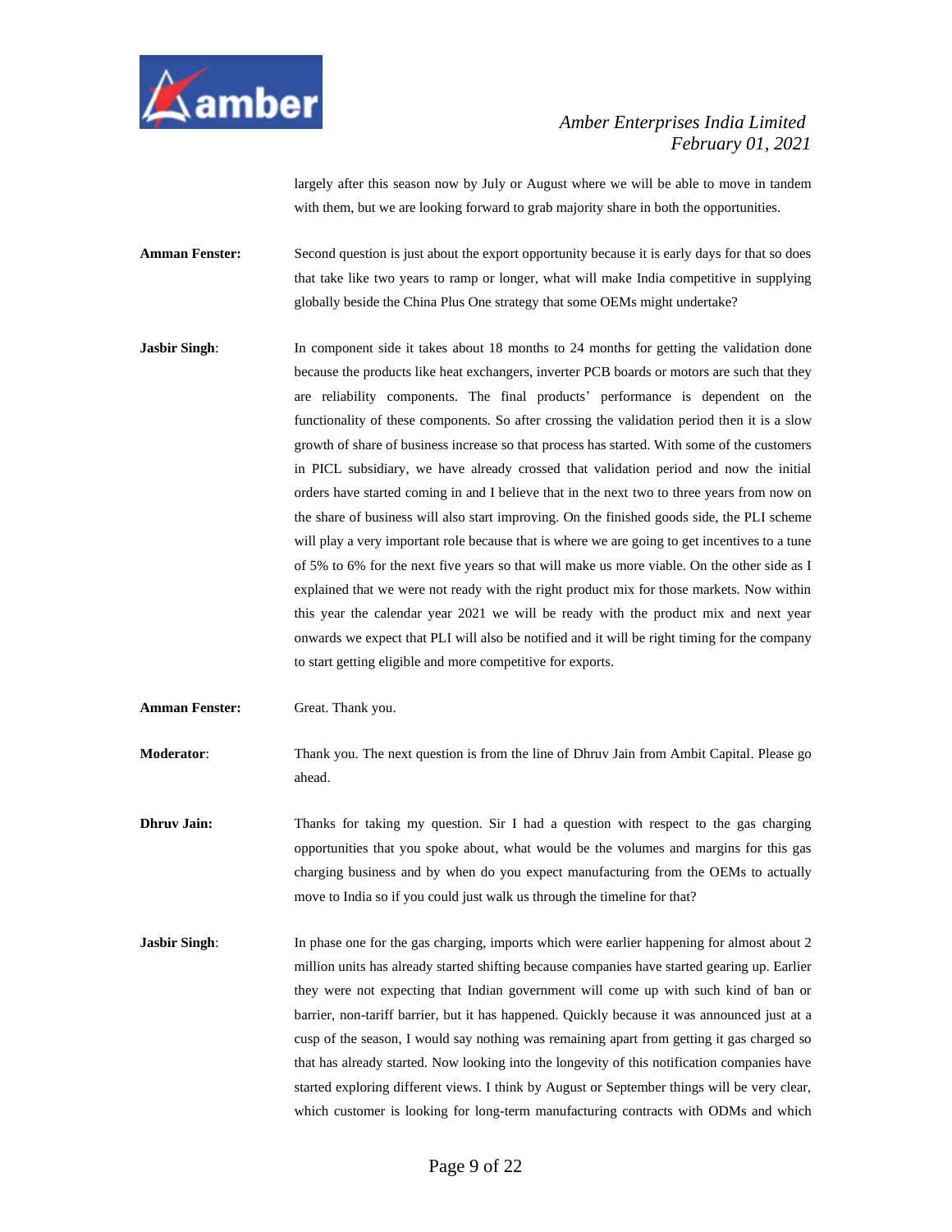largely after this season now by July or August where we will be able to move in tandem with them, but we are looking forward to grab majority share in both the opportunities.

**Amman Fenster:** Second question is just about the export opportunity because it is early days for that so does that take like two years to ramp or longer, what will make India competitive in supplying globally beside the China Plus One strategy that some OEMs might undertake?

**Jasbir Singh**: In component side it takes about 18 months to 24 months for getting the validation done because the products like heat exchangers, inverter PCB boards or motors are such that they are reliability components. The final products' performance is dependent on the functionality of these components. So after crossing the validation period then it is a slow growth of share of business increase so that process has started. With some of the customers in PICL subsidiary, we have already crossed that validation period and now the initial orders have started coming in and I believe that in the next two to three years from now on the share of business will also start improving. On the finished goods side, the PLI scheme will play a very important role because that is where we are going to get incentives to a tune of 5% to 6% for the next five years so that will make us more viable. On the other side as I explained that we were not ready with the right product mix for those markets. Now within this year the calendar year 2021 we will be ready with the product mix and next year onwards we expect that PLI will also be notified and it will be right timing for the company to start getting eligible and more competitive for exports.

**Amman Fenster:** Great. Thank you.

**Moderator**: Thank you. The next question is from the line of Dhruv Jain from Ambit Capital. Please go ahead.

**Dhruv Jain:** Thanks for taking my question. Sir I had a question with respect to the gas charging opportunities that you spoke about, what would be the volumes and margins for this gas charging business and by when do you expect manufacturing from the OEMs to actually move to India so if you could just walk us through the timeline for that?

**Jasbir Singh**: In phase one for the gas charging, imports which were earlier happening for almost about 2 million units has already started shifting because companies have started gearing up. Earlier they were not expecting that Indian government will come up with such kind of ban or barrier, non-tariff barrier, but it has happened. Quickly because it was announced just at a cusp of the season, I would say nothing was remaining apart from getting it gas charged so that has already started. Now looking into the longevity of this notification companies have started exploring different views. I think by August or September things will be very clear, which customer is looking for long-term manufacturing contracts with ODMs and which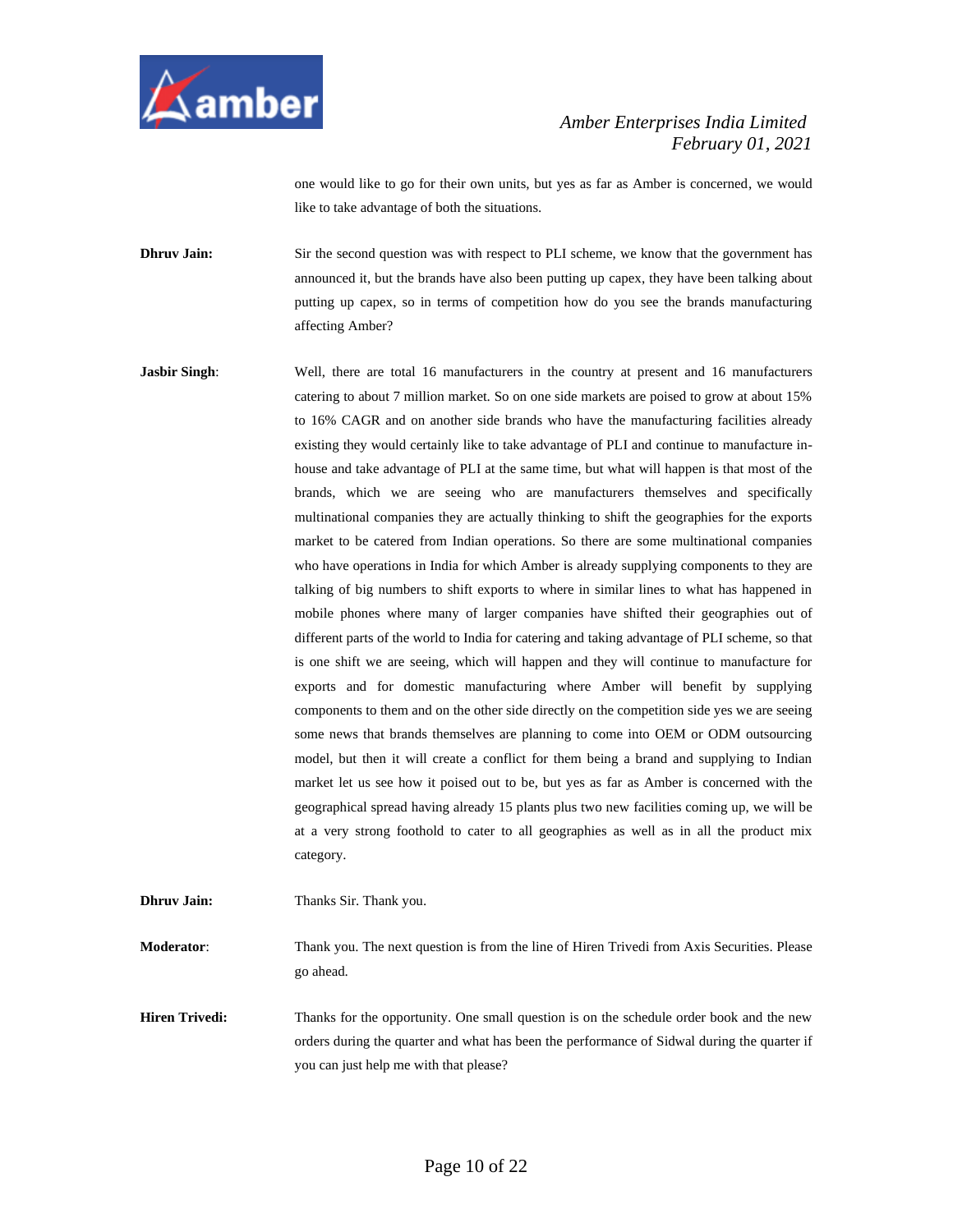one would like to go for their own units, but yes as far as Amber is concerned, we would like to take advantage of both the situations.

**Dhruv Jain:** Sir the second question was with respect to PLI scheme, we know that the government has announced it, but the brands have also been putting up capex, they have been talking about putting up capex, so in terms of competition how do you see the brands manufacturing affecting Amber?

**Jasbir Singh**: Well, there are total 16 manufacturers in the country at present and 16 manufacturers catering to about 7 million market. So on one side markets are poised to grow at about 15% to 16% CAGR and on another side brands who have the manufacturing facilities already existing they would certainly like to take advantage of PLI and continue to manufacture in-house and take advantage of PLI at the same time, but what will happen is that most of the brands, which we are seeing who are manufacturers themselves and specifically multinational companies they are actually thinking to shift the geographies for the exports market to be catered from Indian operations. So there are some multinational companies who have operations in India for which Amber is already supplying components to they are talking of big numbers to shift exports to where in similar lines to what has happened in mobile phones where many of larger companies have shifted their geographies out of different parts of the world to India for catering and taking advantage of PLI scheme, so that is one shift we are seeing, which will happen and they will continue to manufacture for exports and for domestic manufacturing where Amber will benefit by supplying components to them and on the other side directly on the competition side yes we are seeing some news that brands themselves are planning to come into OEM or ODM outsourcing model, but then it will create a conflict for them being a brand and supplying to Indian market let us see how it poised out to be, but yes as far as Amber is concerned with the geographical spread having already 15 plants plus two new facilities coming up, we will be at a very strong foothold to cater to all geographies as well as in all the product mix category.

**Dhruv Jain:** Thanks Sir. Thank you.

**Moderator**: Thank you. The next question is from the line of Hiren Trivedi from Axis Securities. Please go ahead.

**Hiren Trivedi:** Thanks for the opportunity. One small question is on the schedule order book and the new orders during the quarter and what has been the performance of Sidwal during the quarter if you can just help me with that please?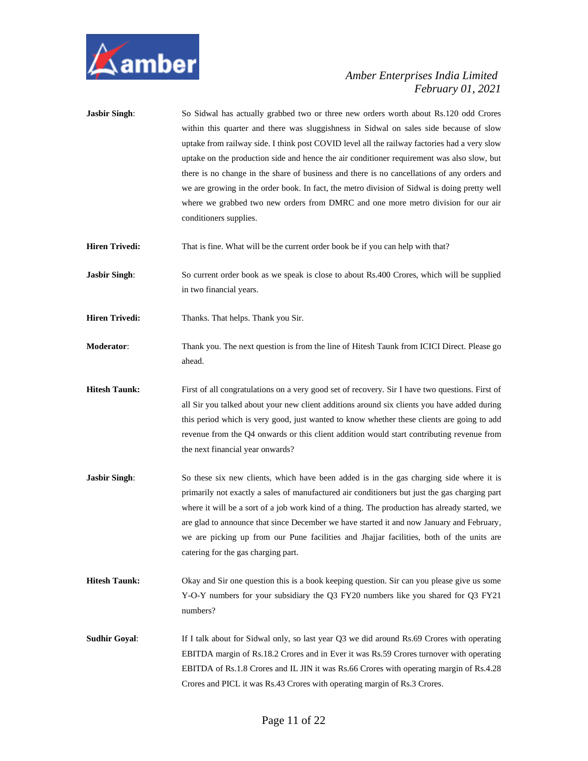**Jasbir Singh**: So Sidwal has actually grabbed two or three new orders worth about Rs.120 odd Crores within this quarter and there was sluggishness in Sidwal on sales side because of slow uptake from railway side. I think post COVID level all the railway factories had a very slow uptake on the production side and hence the air conditioner requirement was also slow, but there is no change in the share of business and there is no cancellations of any orders and we are growing in the order book. In fact, the metro division of Sidwal is doing pretty well where we grabbed two new orders from DMRC and one more metro division for our air conditioners supplies.

**Hiren Trivedi:** That is fine. What will be the current order book be if you can help with that?

**Jasbir Singh**: So current order book as we speak is close to about Rs.400 Crores, which will be supplied in two financial years.

**Hiren Trivedi:** Thanks. That helps. Thank you Sir.

**Moderator**: Thank you. The next question is from the line of Hitesh Taunk from ICICI Direct. Please go ahead.

**Hitesh Taunk:** First of all congratulations on a very good set of recovery. Sir I have two questions. First of all Sir you talked about your new client additions around six clients you have added during this period which is very good, just wanted to know whether these clients are going to add revenue from the Q4 onwards or this client addition would start contributing revenue from the next financial year onwards?

**Jasbir Singh**: So these six new clients, which have been added is in the gas charging side where it is primarily not exactly a sales of manufactured air conditioners but just the gas charging part where it will be a sort of a job work kind of a thing. The production has already started, we are glad to announce that since December we have started it and now January and February, we are picking up from our Pune facilities and Jhajjar facilities, both of the units are catering for the gas charging part.

**Hitesh Taunk:** Okay and Sir one question this is a book keeping question. Sir can you please give us some Y-O-Y numbers for your subsidiary the Q3 FY20 numbers like you shared for Q3 FY21 numbers?

**Sudhir Goyal**: If I talk about for Sidwal only, so last year Q3 we did around Rs.69 Crores with operating EBITDA margin of Rs.18.2 Crores and in Ever it was Rs.59 Crores turnover with operating EBITDA of Rs.1.8 Crores and IL JIN it was Rs.66 Crores with operating margin of Rs.4.28 Crores and PICL it was Rs.43 Crores with operating margin of Rs.3 Crores.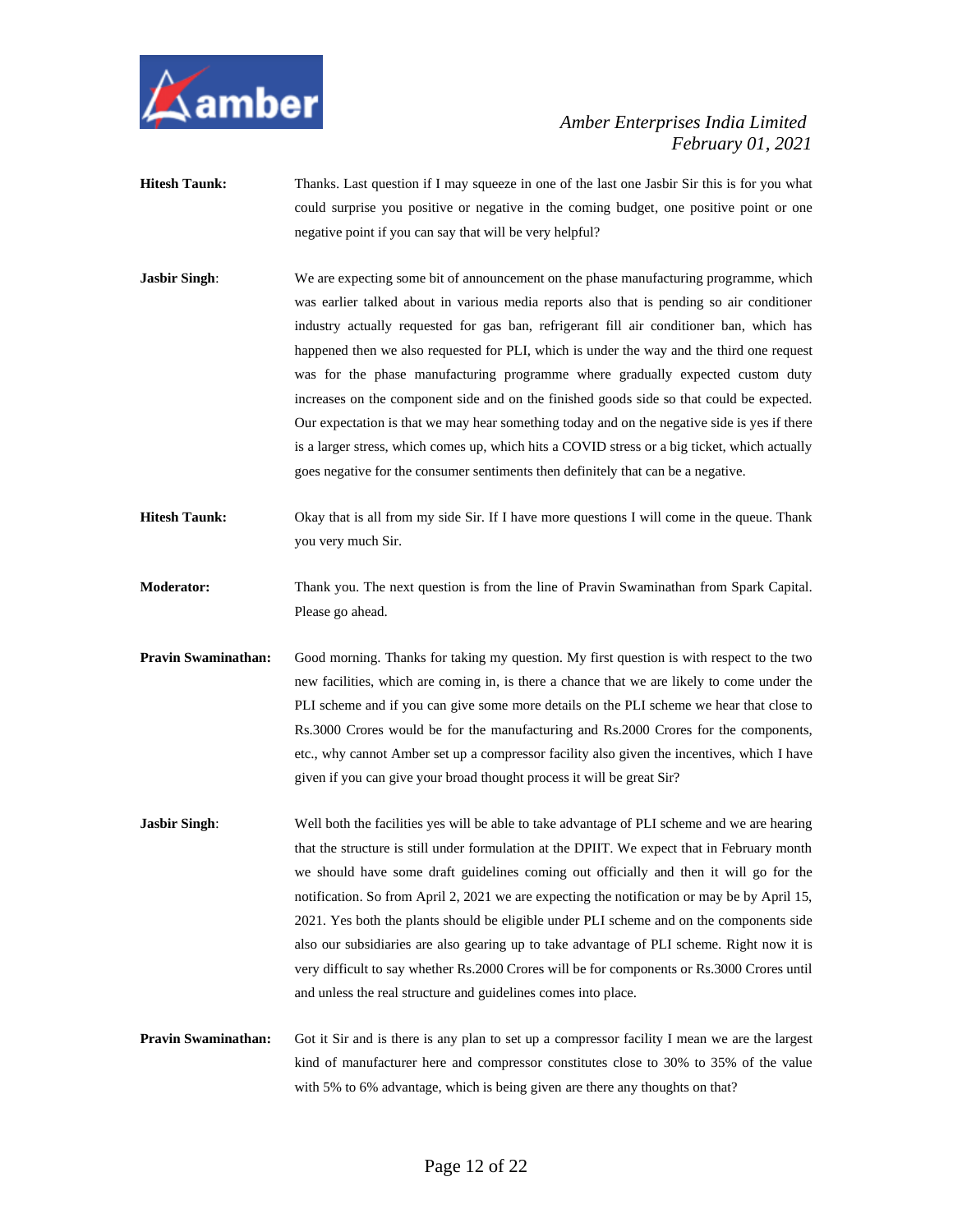**Hitesh Taunk:** Thanks. Last question if I may squeeze in one of the last one Jasbir Sir this is for you what could surprise you positive or negative in the coming budget, one positive point or one negative point if you can say that will be very helpful?

**Jasbir Singh**: We are expecting some bit of announcement on the phase manufacturing programme, which was earlier talked about in various media reports also that is pending so air conditioner industry actually requested for gas ban, refrigerant fill air conditioner ban, which has happened then we also requested for PLI, which is under the way and the third one request was for the phase manufacturing programme where gradually expected custom duty increases on the component side and on the finished goods side so that could be expected. Our expectation is that we may hear something today and on the negative side is yes if there is a larger stress, which comes up, which hits a COVID stress or a big ticket, which actually goes negative for the consumer sentiments then definitely that can be a negative.

**Hitesh Taunk:** Okay that is all from my side Sir. If I have more questions I will come in the queue. Thank you very much Sir.

**Moderator:** Thank you. The next question is from the line of Pravin Swaminathan from Spark Capital. Please go ahead.

**Pravin Swaminathan:** Good morning. Thanks for taking my question. My first question is with respect to the two new facilities, which are coming in, is there a chance that we are likely to come under the PLI scheme and if you can give some more details on the PLI scheme we hear that close to Rs.3000 Crores would be for the manufacturing and Rs.2000 Crores for the components, etc., why cannot Amber set up a compressor facility also given the incentives, which I have given if you can give your broad thought process it will be great Sir?

**Jasbir Singh**: Well both the facilities yes will be able to take advantage of PLI scheme and we are hearing that the structure is still under formulation at the DPIIT. We expect that in February month we should have some draft guidelines coming out officially and then it will go for the notification. So from April 2, 2021 we are expecting the notification or may be by April 15, 2021. Yes both the plants should be eligible under PLI scheme and on the components side also our subsidiaries are also gearing up to take advantage of PLI scheme. Right now it is very difficult to say whether Rs.2000 Crores will be for components or Rs.3000 Crores until and unless the real structure and guidelines comes into place.

**Pravin Swaminathan:** Got it Sir and is there is any plan to set up a compressor facility I mean we are the largest kind of manufacturer here and compressor constitutes close to 30% to 35% of the value with 5% to 6% advantage, which is being given are there any thoughts on that?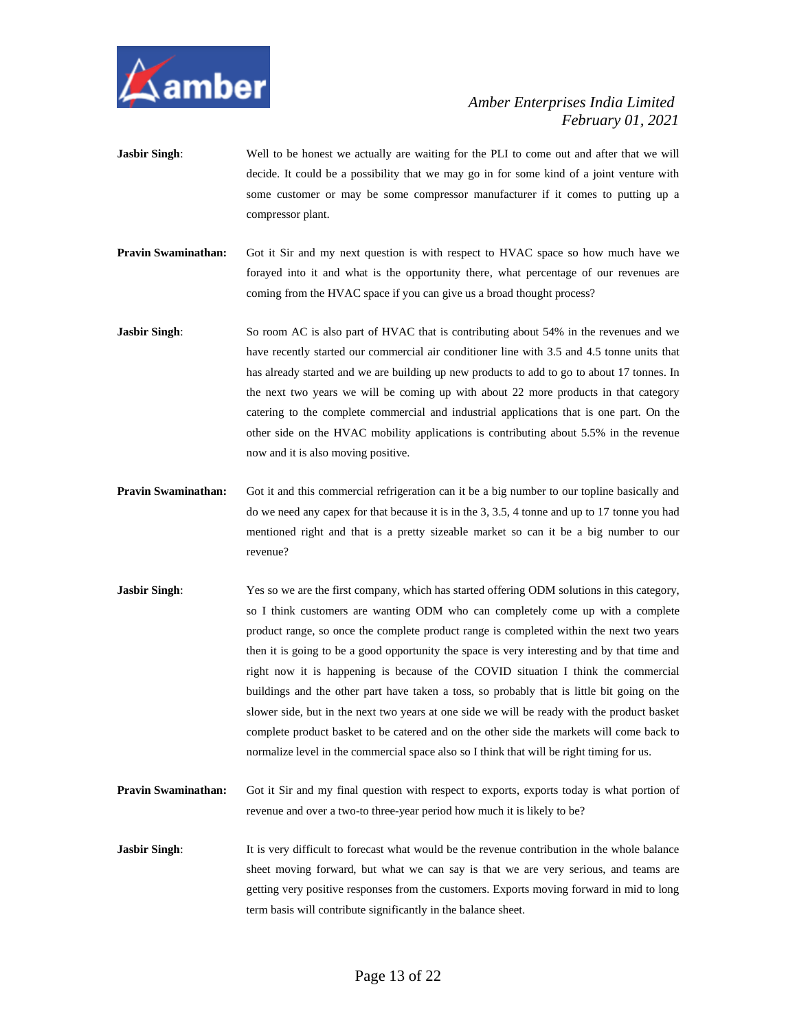**Jasbir Singh**: Well to be honest we actually are waiting for the PLI to come out and after that we will decide. It could be a possibility that we may go in for some kind of a joint venture with some customer or may be some compressor manufacturer if it comes to putting up a compressor plant.

**Pravin Swaminathan:** Got it Sir and my next question is with respect to HVAC space so how much have we forayed into it and what is the opportunity there, what percentage of our revenues are coming from the HVAC space if you can give us a broad thought process?

**Jasbir Singh**: So room AC is also part of HVAC that is contributing about 54% in the revenues and we have recently started our commercial air conditioner line with 3.5 and 4.5 tonne units that has already started and we are building up new products to add to go to about 17 tonnes. In the next two years we will be coming up with about 22 more products in that category catering to the complete commercial and industrial applications that is one part. On the other side on the HVAC mobility applications is contributing about 5.5% in the revenue now and it is also moving positive.

**Pravin Swaminathan:** Got it and this commercial refrigeration can it be a big number to our topline basically and do we need any capex for that because it is in the 3, 3.5, 4 tonne and up to 17 tonne you had mentioned right and that is a pretty sizeable market so can it be a big number to our revenue?

**Jasbir Singh**: Yes so we are the first company, which has started offering ODM solutions in this category, so I think customers are wanting ODM who can completely come up with a complete product range, so once the complete product range is completed within the next two years then it is going to be a good opportunity the space is very interesting and by that time and right now it is happening is because of the COVID situation I think the commercial buildings and the other part have taken a toss, so probably that is little bit going on the slower side, but in the next two years at one side we will be ready with the product basket complete product basket to be catered and on the other side the markets will come back to normalize level in the commercial space also so I think that will be right timing for us.

**Pravin Swaminathan:** Got it Sir and my final question with respect to exports, exports today is what portion of revenue and over a two-to three-year period how much it is likely to be?

**Jasbir Singh**: It is very difficult to forecast what would be the revenue contribution in the whole balance sheet moving forward, but what we can say is that we are very serious, and teams are getting very positive responses from the customers. Exports moving forward in mid to long term basis will contribute significantly in the balance sheet.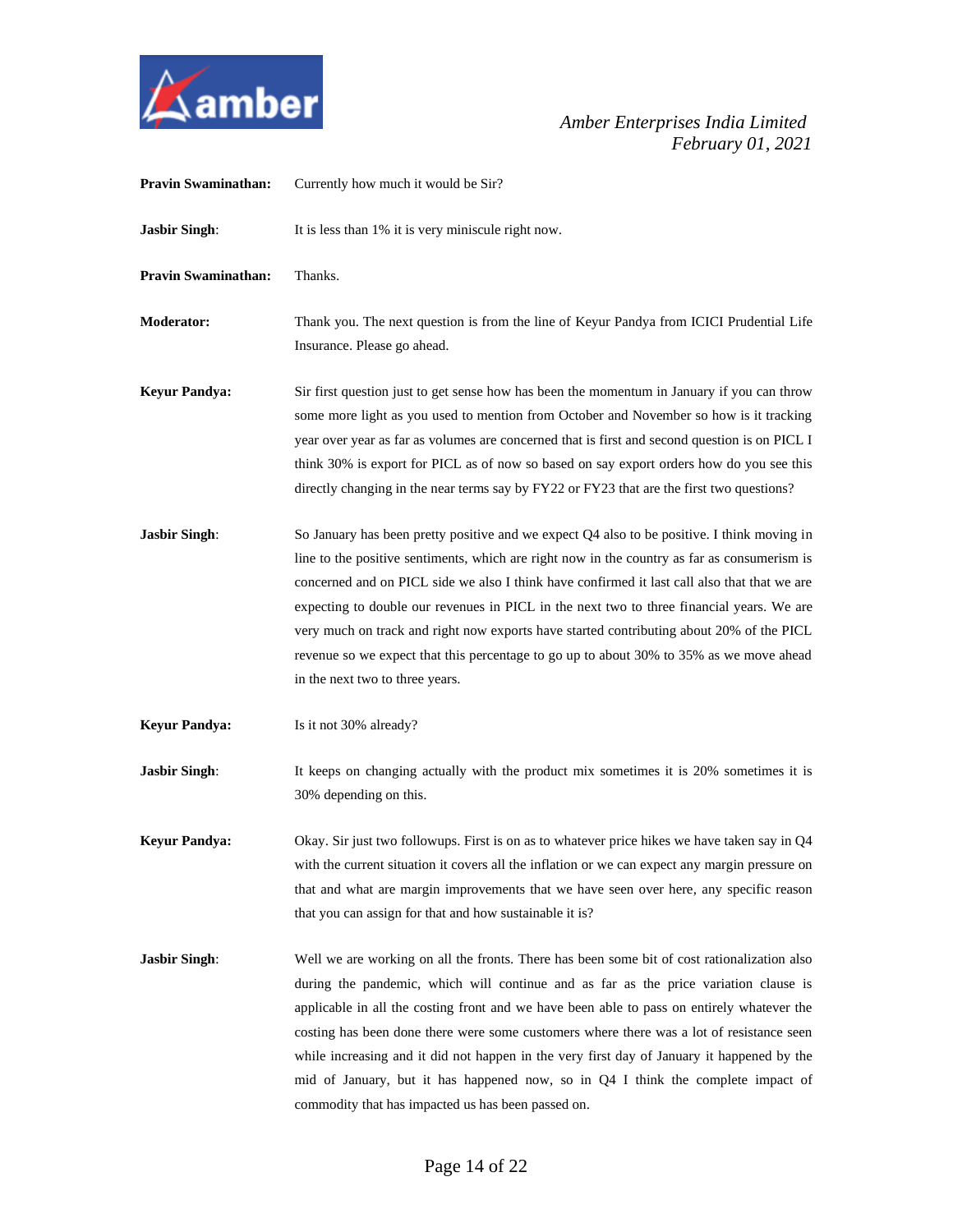**Pravin Swaminathan:** Currently how much it would be Sir?

**Jasbir Singh**: It is less than 1% it is very miniscule right now.

**Pravin Swaminathan:** Thanks.

**Moderator:** Thank you. The next question is from the line of Keyur Pandya from ICICI Prudential Life Insurance. Please go ahead.

**Keyur Pandya:** Sir first question just to get sense how has been the momentum in January if you can throw some more light as you used to mention from October and November so how is it tracking year over year as far as volumes are concerned that is first and second question is on PICL I think 30% is export for PICL as of now so based on say export orders how do you see this directly changing in the near terms say by FY22 or FY23 that are the first two questions?

**Jasbir Singh**: So January has been pretty positive and we expect Q4 also to be positive. I think moving in line to the positive sentiments, which are right now in the country as far as consumerism is concerned and on PICL side we also I think have confirmed it last call also that that we are expecting to double our revenues in PICL in the next two to three financial years. We are very much on track and right now exports have started contributing about 20% of the PICL revenue so we expect that this percentage to go up to about 30% to 35% as we move ahead in the next two to three years.

**Keyur Pandya:** Is it not 30% already?

**Jasbir Singh**: It keeps on changing actually with the product mix sometimes it is 20% sometimes it is 30% depending on this.

**Keyur Pandya:** Okay. Sir just two followups. First is on as to whatever price hikes we have taken say in Q4 with the current situation it covers all the inflation or we can expect any margin pressure on that and what are margin improvements that we have seen over here, any specific reason that you can assign for that and how sustainable it is?

**Jasbir Singh**: Well we are working on all the fronts. There has been some bit of cost rationalization also during the pandemic, which will continue and as far as the price variation clause is applicable in all the costing front and we have been able to pass on entirely whatever the costing has been done there were some customers where there was a lot of resistance seen while increasing and it did not happen in the very first day of January it happened by the mid of January, but it has happened now, so in Q4 I think the complete impact of commodity that has impacted us has been passed on.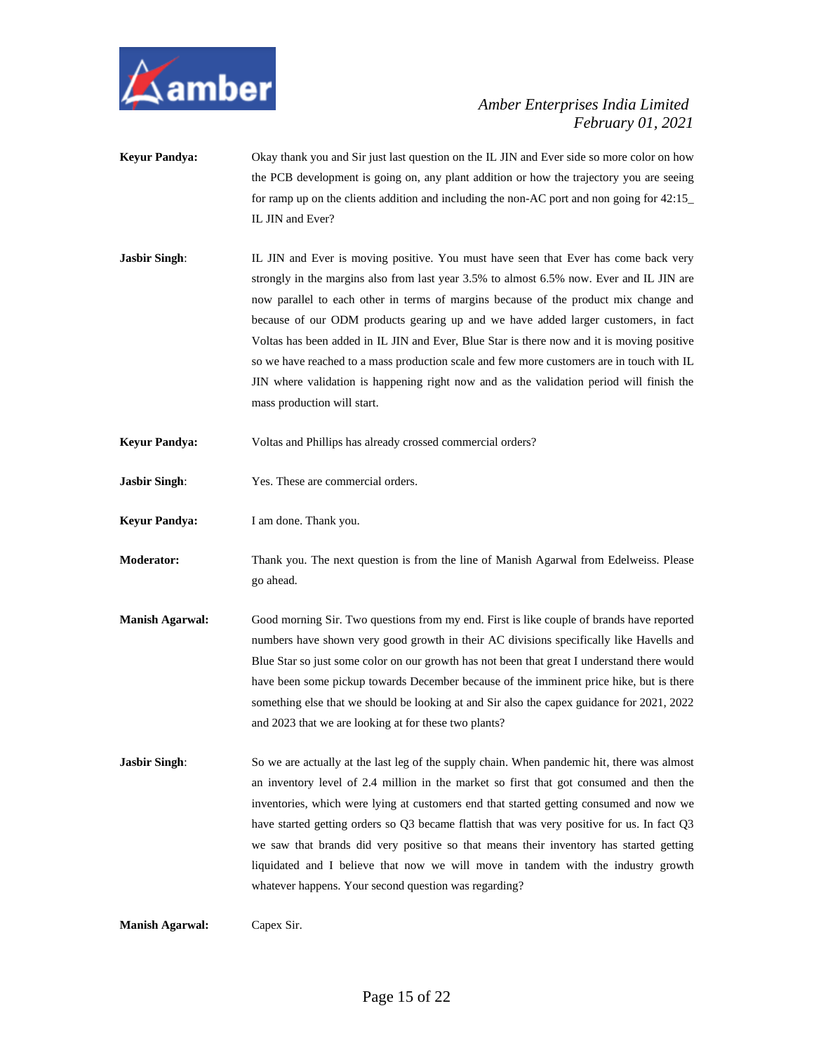**Keyur Pandya:** Okay thank you and Sir just last question on the IL JIN and Ever side so more color on how the PCB development is going on, any plant addition or how the trajectory you are seeing for ramp up on the clients addition and including the non-AC port and non going for 42:15_ IL JIN and Ever?

**Jasbir Singh**: IL JIN and Ever is moving positive. You must have seen that Ever has come back very strongly in the margins also from last year 3.5% to almost 6.5% now. Ever and IL JIN are now parallel to each other in terms of margins because of the product mix change and because of our ODM products gearing up and we have added larger customers, in fact Voltas has been added in IL JIN and Ever, Blue Star is there now and it is moving positive so we have reached to a mass production scale and few more customers are in touch with IL JIN where validation is happening right now and as the validation period will finish the mass production will start.

**Keyur Pandya:** Voltas and Phillips has already crossed commercial orders?

**Jasbir Singh**: Yes. These are commercial orders.

**Keyur Pandya:** I am done. Thank you.

**Moderator:** Thank you. The next question is from the line of Manish Agarwal from Edelweiss. Please go ahead.

**Manish Agarwal:** Good morning Sir. Two questions from my end. First is like couple of brands have reported numbers have shown very good growth in their AC divisions specifically like Havells and Blue Star so just some color on our growth has not been that great I understand there would have been some pickup towards December because of the imminent price hike, but is there something else that we should be looking at and Sir also the capex guidance for 2021, 2022 and 2023 that we are looking at for these two plants?

**Jasbir Singh**: So we are actually at the last leg of the supply chain. When pandemic hit, there was almost an inventory level of 2.4 million in the market so first that got consumed and then the inventories, which were lying at customers end that started getting consumed and now we have started getting orders so Q3 became flattish that was very positive for us. In fact Q3 we saw that brands did very positive so that means their inventory has started getting liquidated and I believe that now we will move in tandem with the industry growth whatever happens. Your second question was regarding?

**Manish Agarwal:** Capex Sir.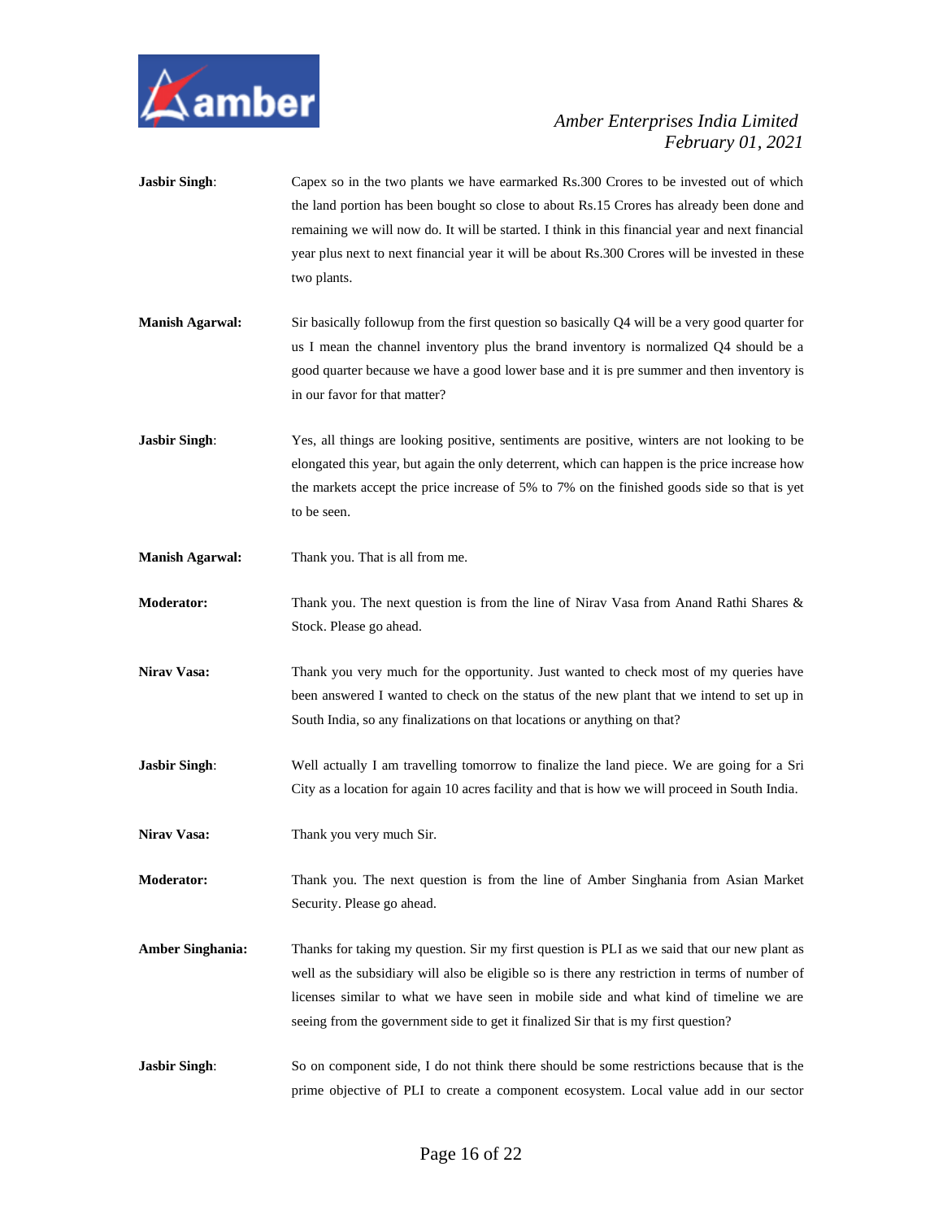**Jasbir Singh**: Capex so in the two plants we have earmarked Rs.300 Crores to be invested out of which the land portion has been bought so close to about Rs.15 Crores has already been done and remaining we will now do. It will be started. I think in this financial year and next financial year plus next to next financial year it will be about Rs.300 Crores will be invested in these two plants.

**Manish Agarwal:** Sir basically followup from the first question so basically Q4 will be a very good quarter for us I mean the channel inventory plus the brand inventory is normalized Q4 should be a good quarter because we have a good lower base and it is pre summer and then inventory is in our favor for that matter?

**Jasbir Singh**: Yes, all things are looking positive, sentiments are positive, winters are not looking to be elongated this year, but again the only deterrent, which can happen is the price increase how the markets accept the price increase of 5% to 7% on the finished goods side so that is yet to be seen.

**Manish Agarwal:** Thank you. That is all from me.

**Moderator:** Thank you. The next question is from the line of Nirav Vasa from Anand Rathi Shares & Stock. Please go ahead.

**Nirav Vasa:** Thank you very much for the opportunity. Just wanted to check most of my queries have been answered I wanted to check on the status of the new plant that we intend to set up in South India, so any finalizations on that locations or anything on that?

**Jasbir Singh**: Well actually I am travelling tomorrow to finalize the land piece. We are going for a Sri City as a location for again 10 acres facility and that is how we will proceed in South India.

**Nirav Vasa:** Thank you very much Sir.

**Moderator:** Thank you. The next question is from the line of Amber Singhania from Asian Market Security. Please go ahead.

**Amber Singhania:** Thanks for taking my question. Sir my first question is PLI as we said that our new plant as well as the subsidiary will also be eligible so is there any restriction in terms of number of licenses similar to what we have seen in mobile side and what kind of timeline we are seeing from the government side to get it finalized Sir that is my first question?

**Jasbir Singh**: So on component side, I do not think there should be some restrictions because that is the prime objective of PLI to create a component ecosystem. Local value add in our sector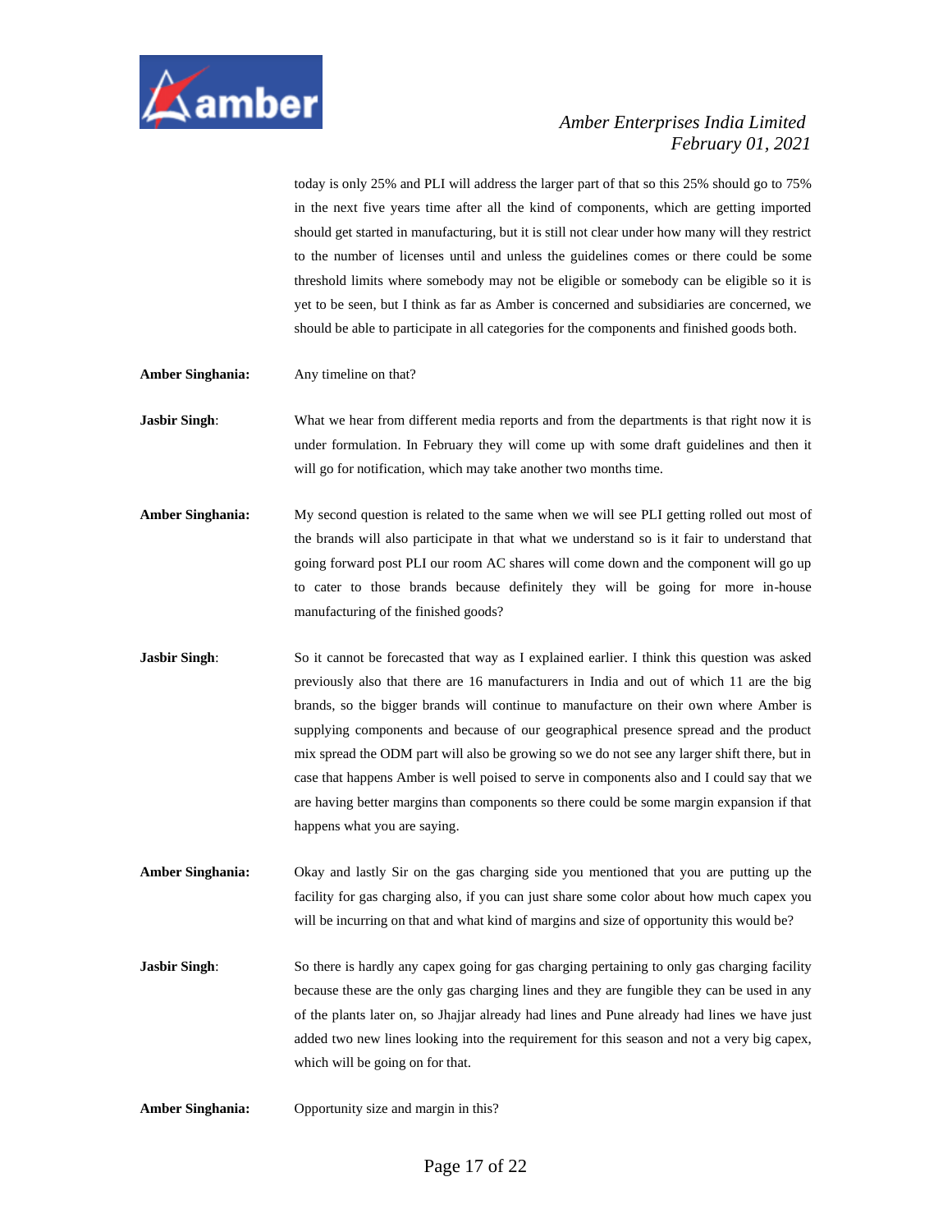today is only 25% and PLI will address the larger part of that so this 25% should go to 75% in the next five years time after all the kind of components, which are getting imported should get started in manufacturing, but it is still not clear under how many will they restrict to the number of licenses until and unless the guidelines comes or there could be some threshold limits where somebody may not be eligible or somebody can be eligible so it is yet to be seen, but I think as far as Amber is concerned and subsidiaries are concerned, we should be able to participate in all categories for the components and finished goods both.

**Amber Singhania:** Any timeline on that?

**Jasbir Singh**: What we hear from different media reports and from the departments is that right now it is under formulation. In February they will come up with some draft guidelines and then it will go for notification, which may take another two months time.

**Amber Singhania:** My second question is related to the same when we will see PLI getting rolled out most of the brands will also participate in that what we understand so is it fair to understand that going forward post PLI our room AC shares will come down and the component will go up to cater to those brands because definitely they will be going for more in-house manufacturing of the finished goods?

**Jasbir Singh**: So it cannot be forecasted that way as I explained earlier. I think this question was asked previously also that there are 16 manufacturers in India and out of which 11 are the big brands, so the bigger brands will continue to manufacture on their own where Amber is supplying components and because of our geographical presence spread and the product mix spread the ODM part will also be growing so we do not see any larger shift there, but in case that happens Amber is well poised to serve in components also and I could say that we are having better margins than components so there could be some margin expansion if that happens what you are saying.

**Amber Singhania:** Okay and lastly Sir on the gas charging side you mentioned that you are putting up the facility for gas charging also, if you can just share some color about how much capex you will be incurring on that and what kind of margins and size of opportunity this would be?

**Jasbir Singh**: So there is hardly any capex going for gas charging pertaining to only gas charging facility because these are the only gas charging lines and they are fungible they can be used in any of the plants later on, so Jhajjar already had lines and Pune already had lines we have just added two new lines looking into the requirement for this season and not a very big capex, which will be going on for that.

**Amber Singhania:** Opportunity size and margin in this?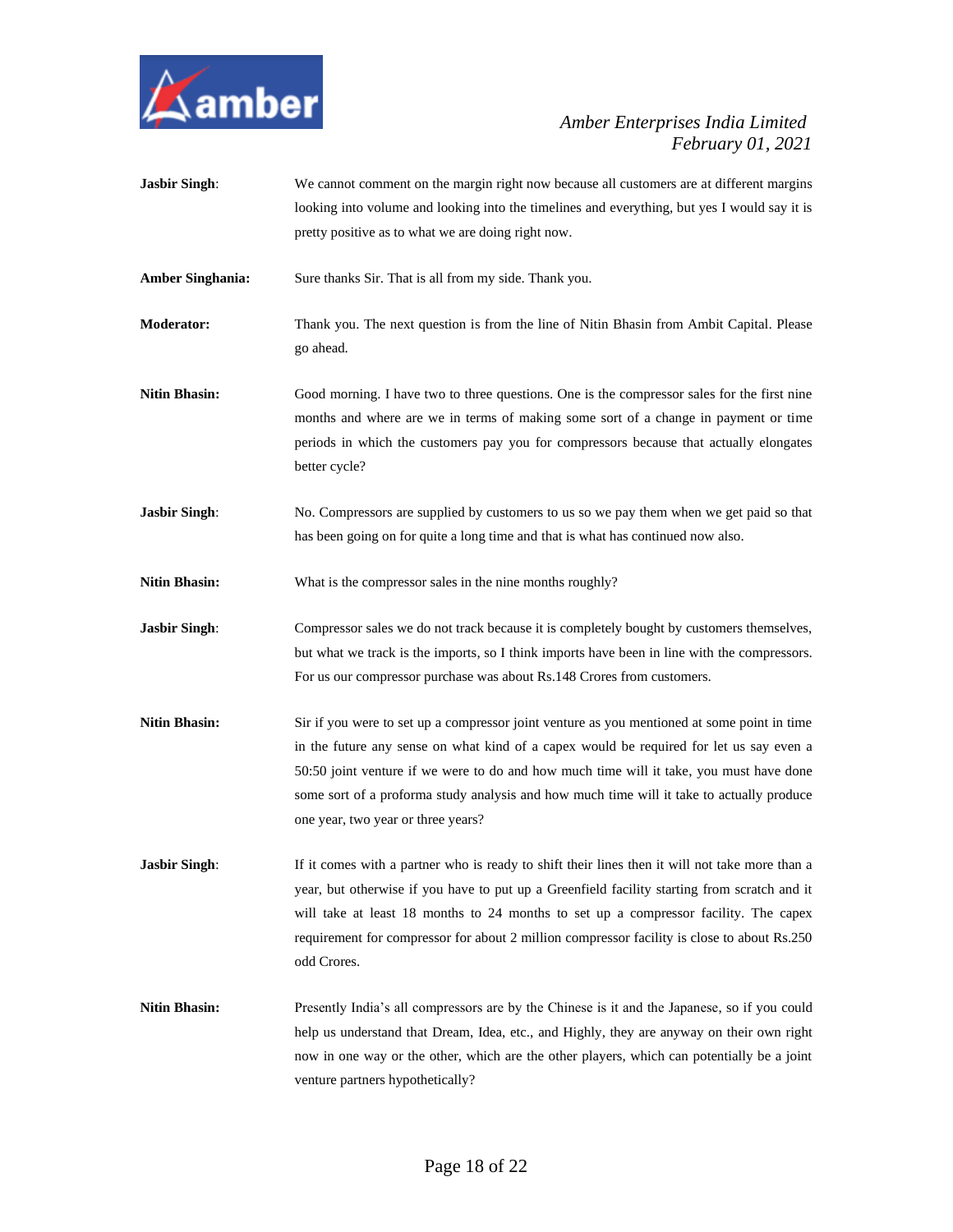**Jasbir Singh**: We cannot comment on the margin right now because all customers are at different margins looking into volume and looking into the timelines and everything, but yes I would say it is pretty positive as to what we are doing right now.

**Amber Singhania:** Sure thanks Sir. That is all from my side. Thank you.

**Moderator:** Thank you. The next question is from the line of Nitin Bhasin from Ambit Capital. Please go ahead.

**Nitin Bhasin:** Good morning. I have two to three questions. One is the compressor sales for the first nine months and where are we in terms of making some sort of a change in payment or time periods in which the customers pay you for compressors because that actually elongates better cycle?

**Jasbir Singh**: No. Compressors are supplied by customers to us so we pay them when we get paid so that has been going on for quite a long time and that is what has continued now also.

**Nitin Bhasin:** What is the compressor sales in the nine months roughly?

**Jasbir Singh**: Compressor sales we do not track because it is completely bought by customers themselves, but what we track is the imports, so I think imports have been in line with the compressors. For us our compressor purchase was about Rs.148 Crores from customers.

**Nitin Bhasin:** Sir if you were to set up a compressor joint venture as you mentioned at some point in time in the future any sense on what kind of a capex would be required for let us say even a 50:50 joint venture if we were to do and how much time will it take, you must have done some sort of a proforma study analysis and how much time will it take to actually produce one year, two year or three years?

**Jasbir Singh**: If it comes with a partner who is ready to shift their lines then it will not take more than a year, but otherwise if you have to put up a Greenfield facility starting from scratch and it will take at least 18 months to 24 months to set up a compressor facility. The capex requirement for compressor for about 2 million compressor facility is close to about Rs.250 odd Crores.

**Nitin Bhasin:** Presently India's all compressors are by the Chinese is it and the Japanese, so if you could help us understand that Dream, Idea, etc., and Highly, they are anyway on their own right now in one way or the other, which are the other players, which can potentially be a joint venture partners hypothetically?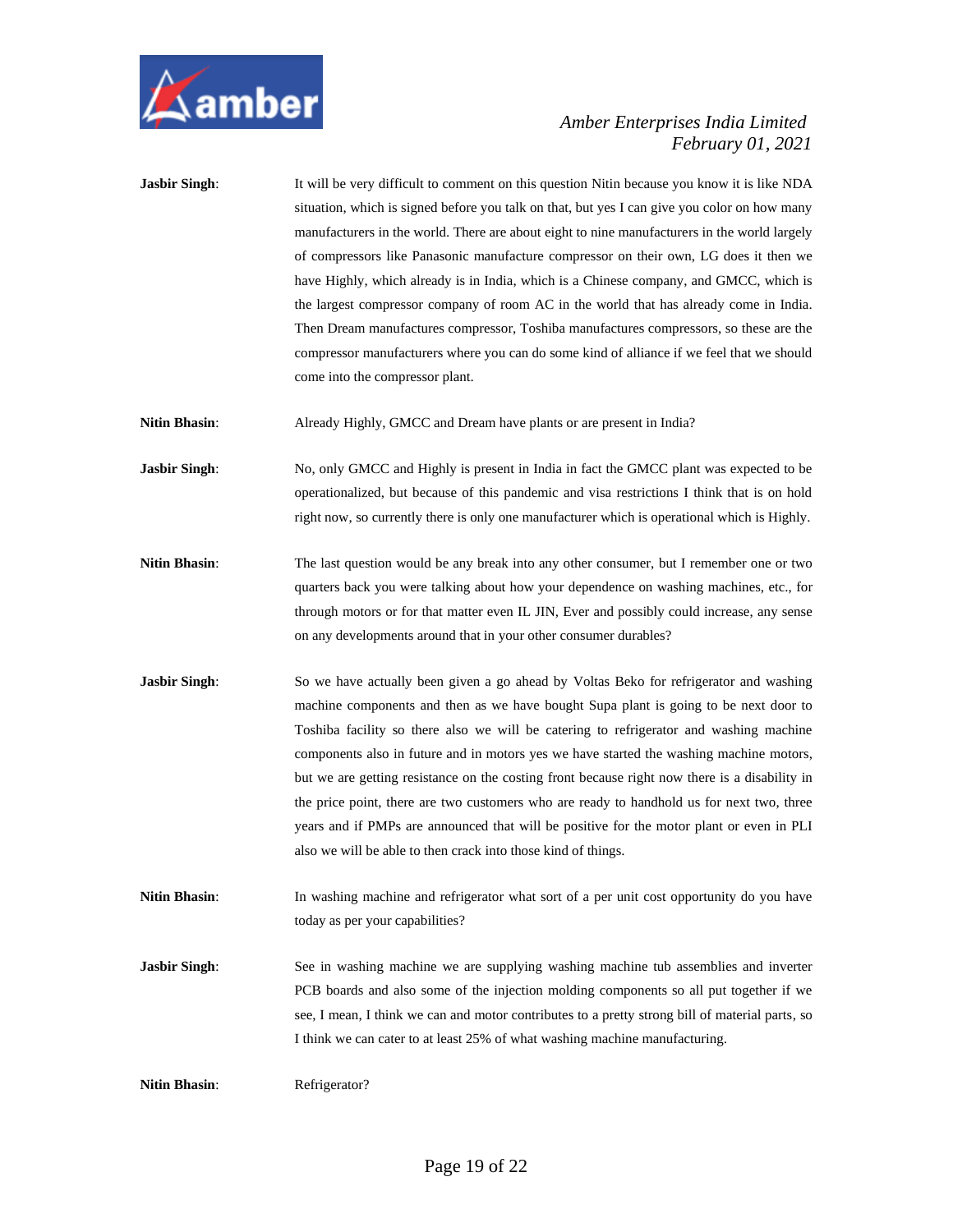**Jasbir Singh**: It will be very difficult to comment on this question Nitin because you know it is like NDA situation, which is signed before you talk on that, but yes I can give you color on how many manufacturers in the world. There are about eight to nine manufacturers in the world largely of compressors like Panasonic manufacture compressor on their own, LG does it then we have Highly, which already is in India, which is a Chinese company, and GMCC, which is the largest compressor company of room AC in the world that has already come in India. Then Dream manufactures compressor, Toshiba manufactures compressors, so these are the compressor manufacturers where you can do some kind of alliance if we feel that we should come into the compressor plant.

**Nitin Bhasin**: Already Highly, GMCC and Dream have plants or are present in India?

**Jasbir Singh**: No, only GMCC and Highly is present in India in fact the GMCC plant was expected to be operationalized, but because of this pandemic and visa restrictions I think that is on hold right now, so currently there is only one manufacturer which is operational which is Highly.

**Nitin Bhasin**: The last question would be any break into any other consumer, but I remember one or two quarters back you were talking about how your dependence on washing machines, etc., for through motors or for that matter even IL JIN, Ever and possibly could increase, any sense on any developments around that in your other consumer durables?

**Jasbir Singh**: So we have actually been given a go ahead by Voltas Beko for refrigerator and washing machine components and then as we have bought Supa plant is going to be next door to Toshiba facility so there also we will be catering to refrigerator and washing machine components also in future and in motors yes we have started the washing machine motors, but we are getting resistance on the costing front because right now there is a disability in the price point, there are two customers who are ready to handhold us for next two, three years and if PMPs are announced that will be positive for the motor plant or even in PLI also we will be able to then crack into those kind of things.

**Nitin Bhasin**: In washing machine and refrigerator what sort of a per unit cost opportunity do you have today as per your capabilities?

**Jasbir Singh**: See in washing machine we are supplying washing machine tub assemblies and inverter PCB boards and also some of the injection molding components so all put together if we see, I mean, I think we can and motor contributes to a pretty strong bill of material parts, so I think we can cater to at least 25% of what washing machine manufacturing.

**Nitin Bhasin**: Refrigerator?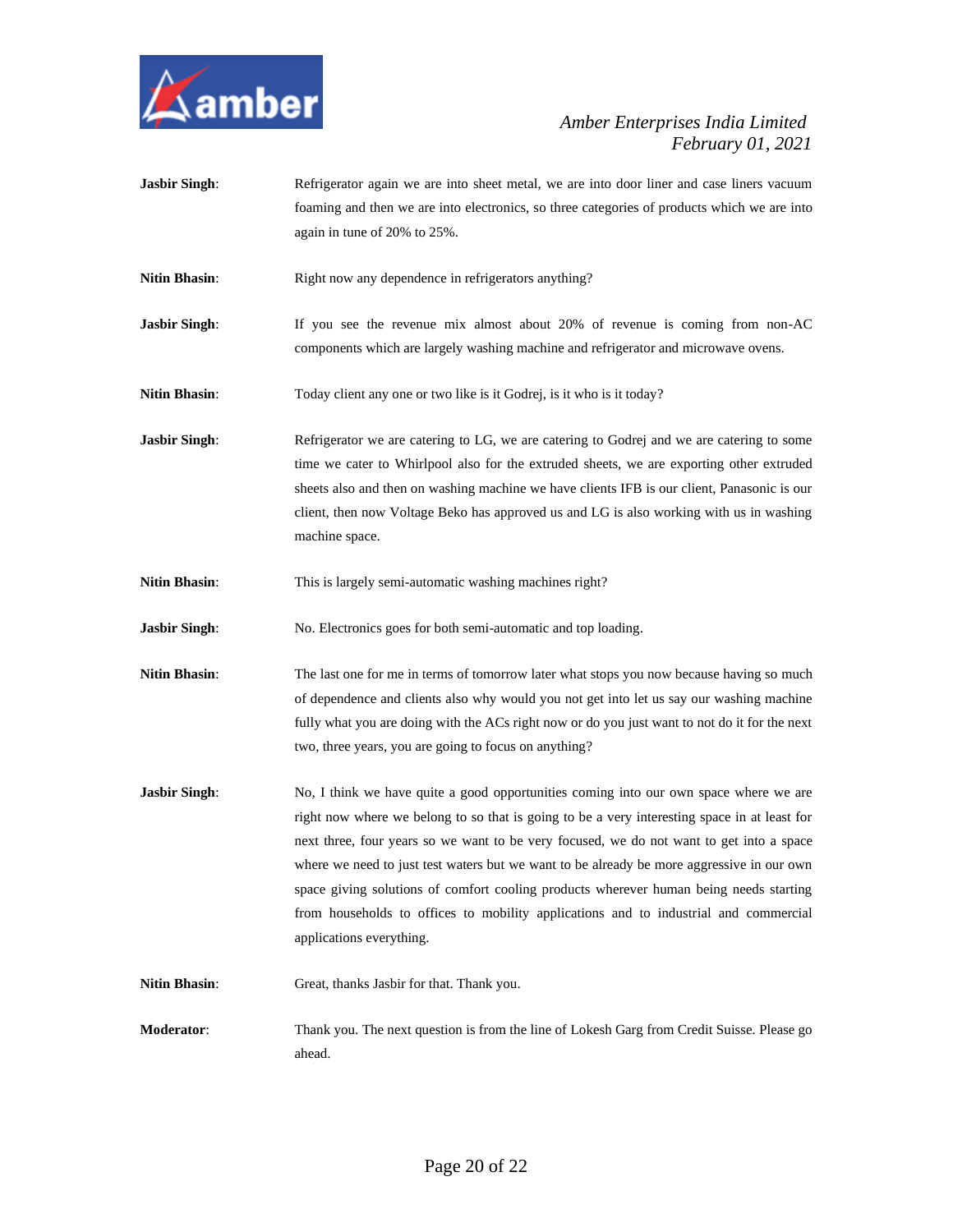**Jasbir Singh**: Refrigerator again we are into sheet metal, we are into door liner and case liners vacuum foaming and then we are into electronics, so three categories of products which we are into again in tune of 20% to 25%.

**Nitin Bhasin**: Right now any dependence in refrigerators anything?

**Jasbir Singh**: If you see the revenue mix almost about 20% of revenue is coming from non-AC components which are largely washing machine and refrigerator and microwave ovens.

**Nitin Bhasin**: Today client any one or two like is it Godrej, is it who is it today?

**Jasbir Singh**: Refrigerator we are catering to LG, we are catering to Godrej and we are catering to some time we cater to Whirlpool also for the extruded sheets, we are exporting other extruded sheets also and then on washing machine we have clients IFB is our client, Panasonic is our client, then now Voltage Beko has approved us and LG is also working with us in washing machine space.

**Nitin Bhasin**: This is largely semi-automatic washing machines right?

**Jasbir Singh**: No. Electronics goes for both semi-automatic and top loading.

**Nitin Bhasin**: The last one for me in terms of tomorrow later what stops you now because having so much of dependence and clients also why would you not get into let us say our washing machine fully what you are doing with the ACs right now or do you just want to not do it for the next two, three years, you are going to focus on anything?

**Jasbir Singh**: No, I think we have quite a good opportunities coming into our own space where we are right now where we belong to so that is going to be a very interesting space in at least for next three, four years so we want to be very focused, we do not want to get into a space where we need to just test waters but we want to be already be more aggressive in our own space giving solutions of comfort cooling products wherever human being needs starting from households to offices to mobility applications and to industrial and commercial applications everything.

**Nitin Bhasin**: Great, thanks Jasbir for that. Thank you.

**Moderator**: Thank you. The next question is from the line of Lokesh Garg from Credit Suisse. Please go ahead.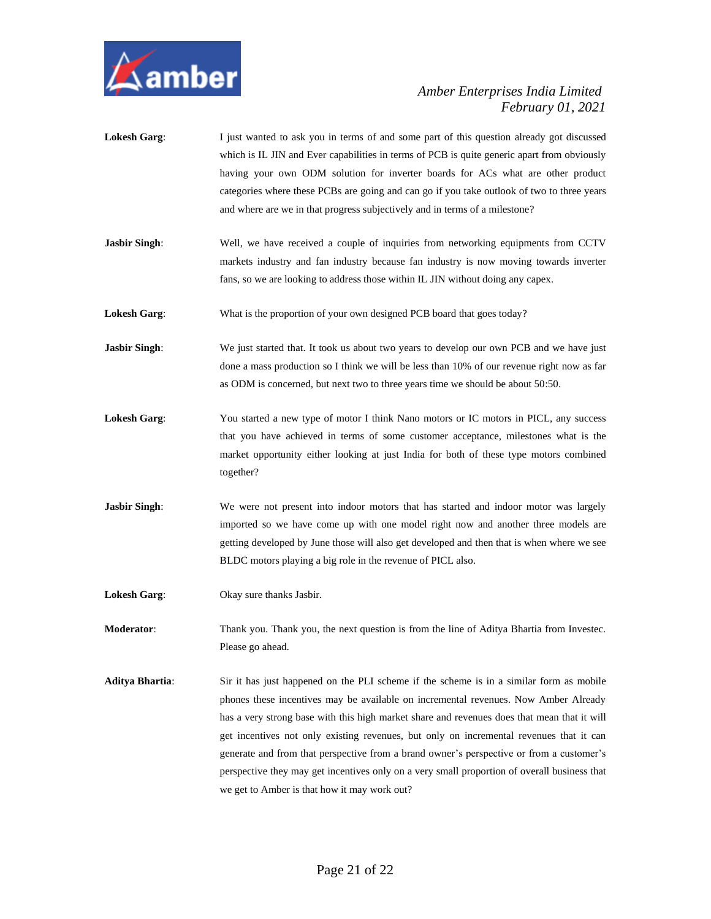**Lokesh Garg**: I just wanted to ask you in terms of and some part of this question already got discussed which is IL JIN and Ever capabilities in terms of PCB is quite generic apart from obviously having your own ODM solution for inverter boards for ACs what are other product categories where these PCBs are going and can go if you take outlook of two to three years and where are we in that progress subjectively and in terms of a milestone?

**Jasbir Singh**: Well, we have received a couple of inquiries from networking equipments from CCTV markets industry and fan industry because fan industry is now moving towards inverter fans, so we are looking to address those within IL JIN without doing any capex.

**Lokesh Garg**: What is the proportion of your own designed PCB board that goes today?

**Jasbir Singh**: We just started that. It took us about two years to develop our own PCB and we have just done a mass production so I think we will be less than 10% of our revenue right now as far as ODM is concerned, but next two to three years time we should be about 50:50.

**Lokesh Garg**: You started a new type of motor I think Nano motors or IC motors in PICL, any success that you have achieved in terms of some customer acceptance, milestones what is the market opportunity either looking at just India for both of these type motors combined together?

**Jasbir Singh**: We were not present into indoor motors that has started and indoor motor was largely imported so we have come up with one model right now and another three models are getting developed by June those will also get developed and then that is when where we see BLDC motors playing a big role in the revenue of PICL also.

**Lokesh Garg**: Okay sure thanks Jasbir.

**Moderator**: Thank you. Thank you, the next question is from the line of Aditya Bhartia from Investec. Please go ahead.

**Aditya Bhartia**: Sir it has just happened on the PLI scheme if the scheme is in a similar form as mobile phones these incentives may be available on incremental revenues. Now Amber Already has a very strong base with this high market share and revenues does that mean that it will get incentives not only existing revenues, but only on incremental revenues that it can generate and from that perspective from a brand owner's perspective or from a customer's perspective they may get incentives only on a very small proportion of overall business that we get to Amber is that how it may work out?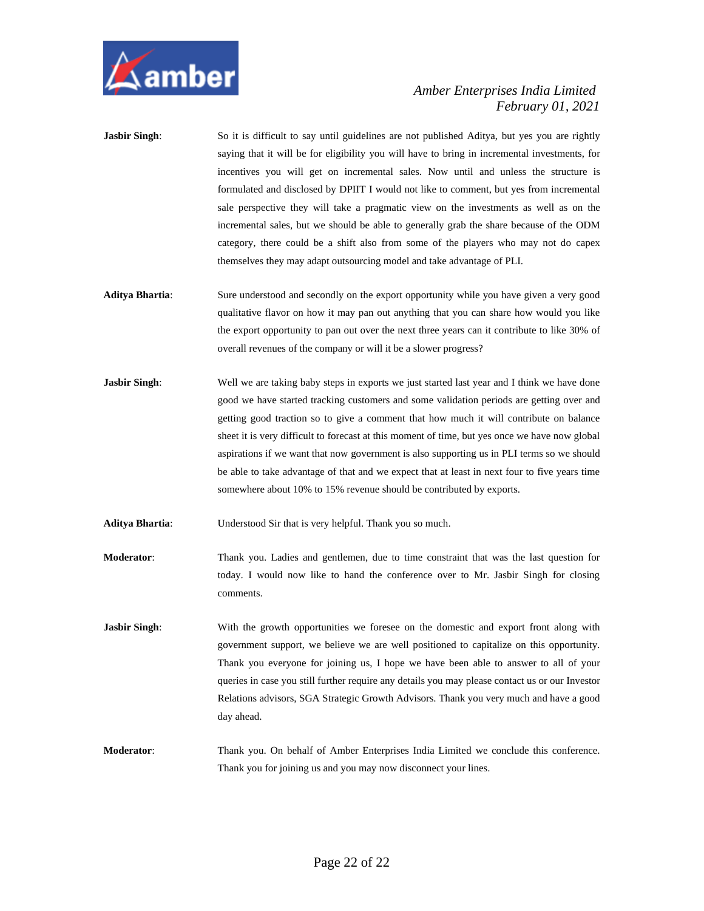**Jasbir Singh**: So it is difficult to say until guidelines are not published Aditya, but yes you are rightly saying that it will be for eligibility you will have to bring in incremental investments, for incentives you will get on incremental sales. Now until and unless the structure is formulated and disclosed by DPIIT I would not like to comment, but yes from incremental sale perspective they will take a pragmatic view on the investments as well as on the incremental sales, but we should be able to generally grab the share because of the ODM category, there could be a shift also from some of the players who may not do capex themselves they may adapt outsourcing model and take advantage of PLI.

**Aditya Bhartia**: Sure understood and secondly on the export opportunity while you have given a very good qualitative flavor on how it may pan out anything that you can share how would you like the export opportunity to pan out over the next three years can it contribute to like 30% of overall revenues of the company or will it be a slower progress?

**Jasbir Singh**: Well we are taking baby steps in exports we just started last year and I think we have done good we have started tracking customers and some validation periods are getting over and getting good traction so to give a comment that how much it will contribute on balance sheet it is very difficult to forecast at this moment of time, but yes once we have now global aspirations if we want that now government is also supporting us in PLI terms so we should be able to take advantage of that and we expect that at least in next four to five years time somewhere about 10% to 15% revenue should be contributed by exports.

**Aditya Bhartia**: Understood Sir that is very helpful. Thank you so much.

**Moderator**: Thank you. Ladies and gentlemen, due to time constraint that was the last question for today. I would now like to hand the conference over to Mr. Jasbir Singh for closing comments.

**Jasbir Singh**: With the growth opportunities we foresee on the domestic and export front along with government support, we believe we are well positioned to capitalize on this opportunity. Thank you everyone for joining us, I hope we have been able to answer to all of your queries in case you still further require any details you may please contact us or our Investor Relations advisors, SGA Strategic Growth Advisors. Thank you very much and have a good day ahead.

**Moderator**: Thank you. On behalf of Amber Enterprises India Limited we conclude this conference. Thank you for joining us and you may now disconnect your lines.